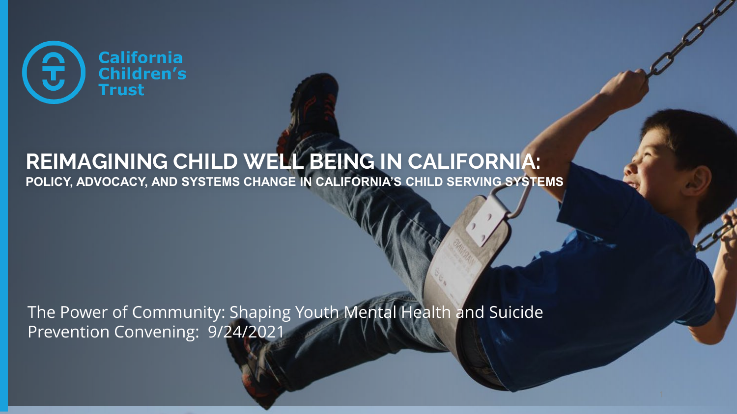California Children's Trust

# REIMAGINING CHILD WELL BEING IN CALIFORNIA:

## POLICY, ADVOCACY, AND SYSTEMS CHANGE IN CALIFORNIA'S CHILD SERVING SYSTEMS

The Power of Community: Shaping Youth Mental Health and Suicide Prevention Convening: 9/24/2021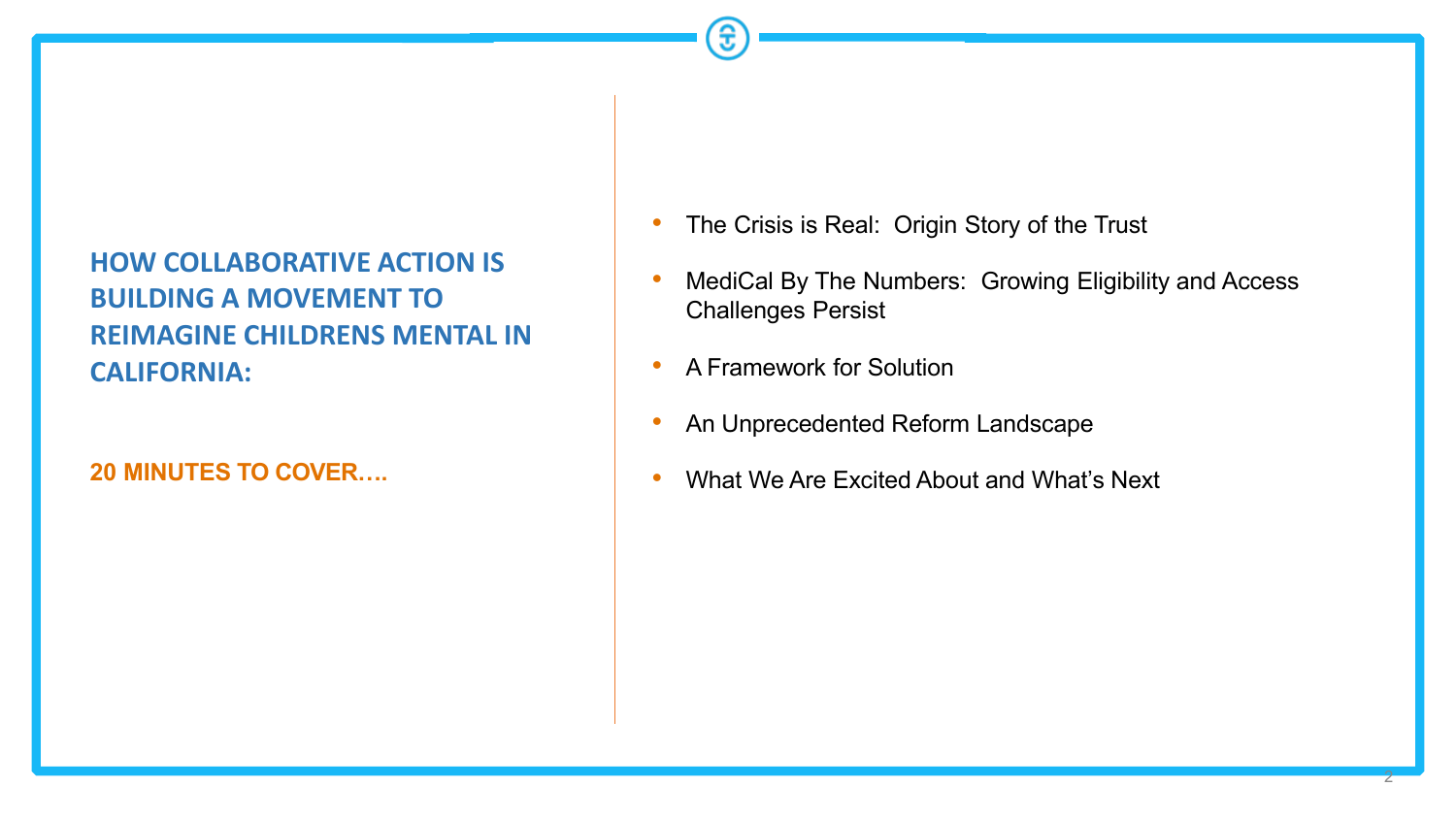## HOW COLLABORATIVE ACTION IS BUILDING A MOVEMENT TO REIMAGINE CHILDRENS MENTAL IN CALIFORNIA:

**20 MINUTES TO COVER….**

- The Crisis is Real: Origin Story of the Trust
- MediCal By The Numbers: Growing Eligibility and Access Challenges Persist
- A Framework for Solution
- An Unprecedented Reform Landscape
- What We Are Excited About and What's Next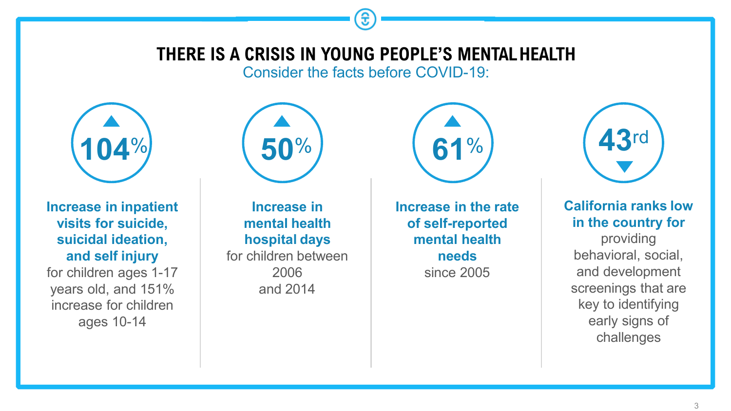# THERE IS A CRISIS IN YOUNG PEOPLE'S MENTAL HEALTH

Consider the facts before COVID-19:

## ▲ 104%

**Increase in inpatient visits for suicide, suicidal ideation, and self injury** for children ages 1-17 years old, and 151% increase for children ages 10-14

## ▲ 50%

**Increase in mental health hospital days** for children between 2006 and 2014

## ▲ 61%

**Increase in the rate of self-reported mental health needs** since 2005

## 43rd ▼

**California ranks low in the country for** providing behavioral, social, and development screenings that are key to identifying early signs of challenges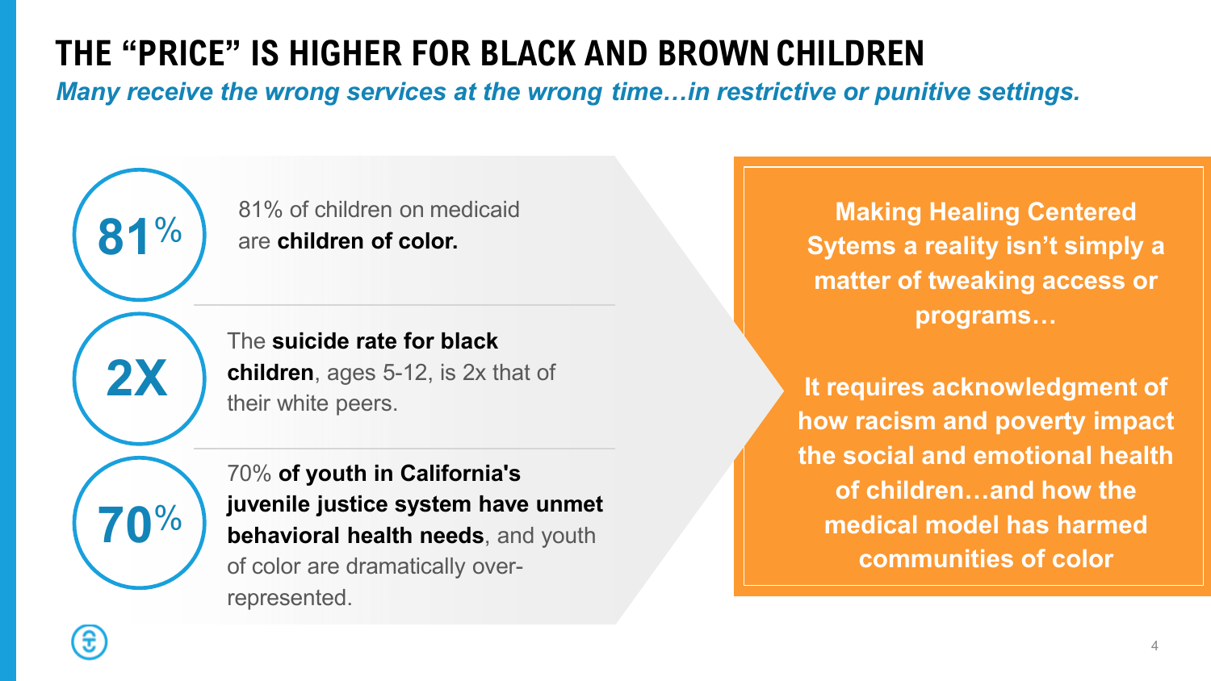# THE "PRICE" IS HIGHER FOR BLACK AND BROWN CHILDREN

*Many receive the wrong services at the wrong time…in restrictive or punitive settings.*

**81%**

81% of children on medicaid are **children of color.**

**2X**

The **suicide rate for black children**, ages 5-12, is 2x that of their white peers.

**70%**

70% **of youth in California's juvenile justice system have unmet behavioral health needs**, and youth of color are dramatically over-represented.

**Making Healing Centered Sytems a reality isn't simply a matter of tweaking access or programs…**

**It requires acknowledgment of how racism and poverty impact the social and emotional health of children…and how the medical model has harmed communities of color**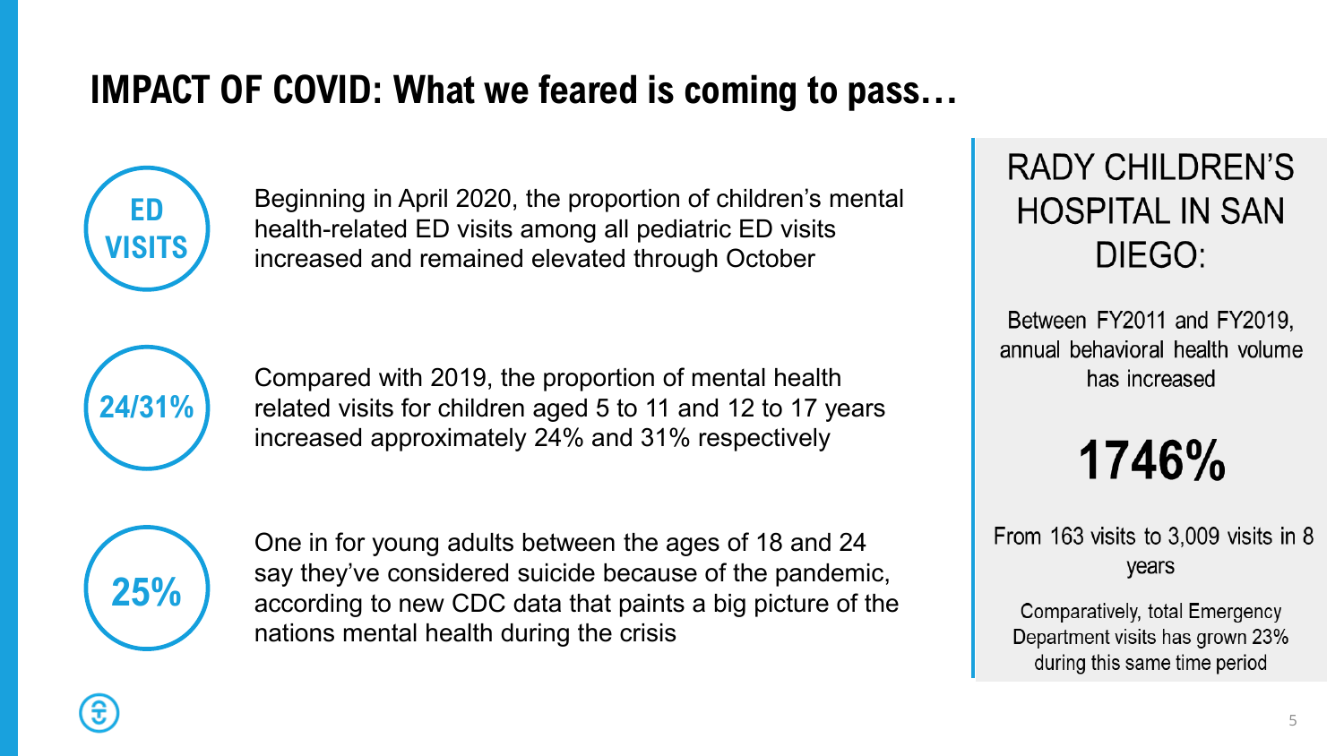# IMPACT OF COVID: What we feared is coming to pass…

**ED VISITS**

Beginning in April 2020, the proportion of children's mental health-related ED visits among all pediatric ED visits increased and remained elevated through October

**24/31%**

Compared with 2019, the proportion of mental health related visits for children aged 5 to 11 and 12 to 17 years increased approximately 24% and 31% respectively

**25%**

One in for young adults between the ages of 18 and 24 say they've considered suicide because of the pandemic, according to new CDC data that paints a big picture of the nations mental health during the crisis

## RADY CHILDREN'S HOSPITAL IN SAN DIEGO:

Between FY2011 and FY2019, annual behavioral health volume has increased

**1746%**

From 163 visits to 3,009 visits in 8 years

Comparatively, total Emergency Department visits has grown 23% during this same time period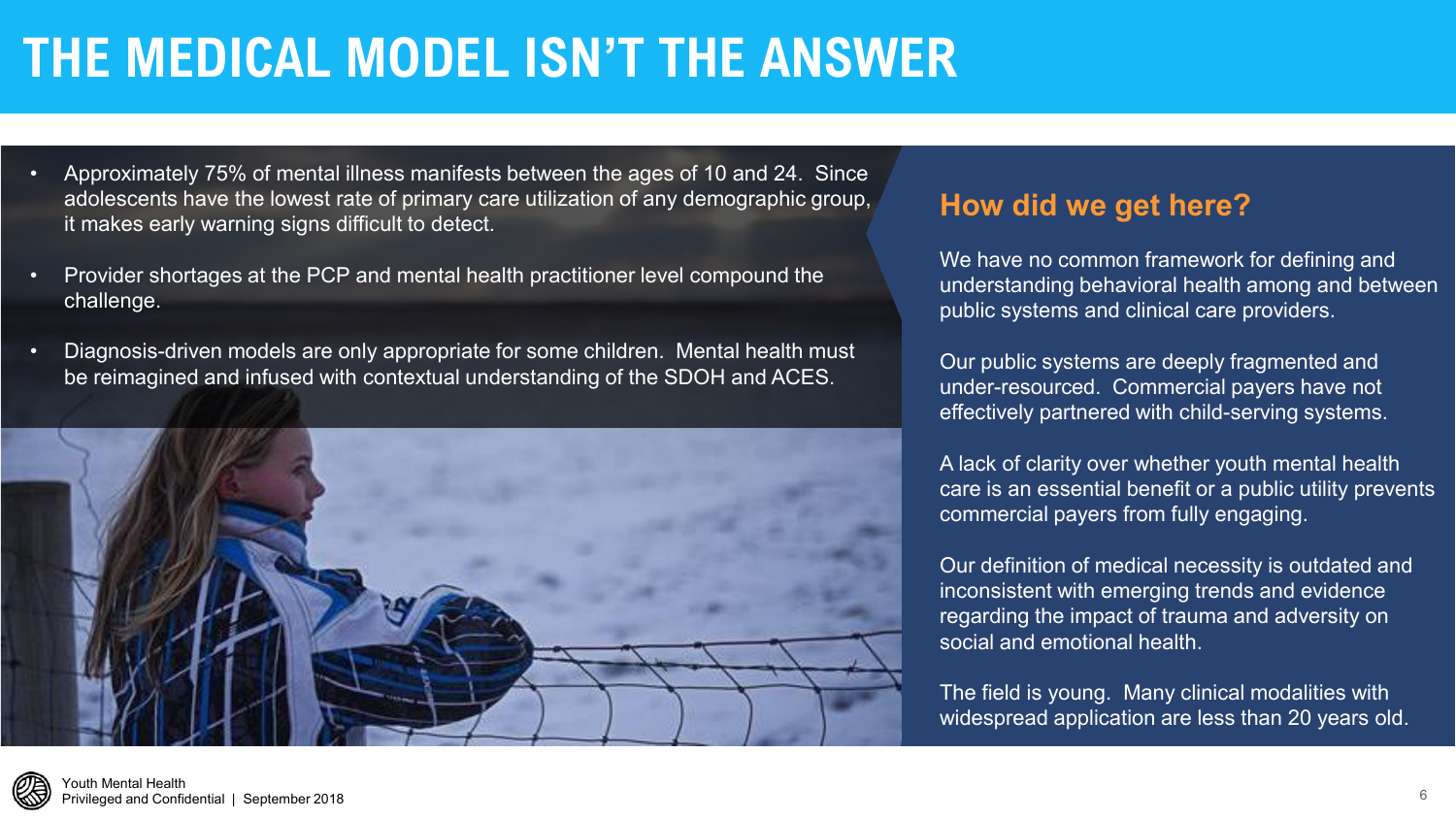# THE MEDICAL MODEL ISN'T THE ANSWER

- Approximately 75% of mental illness manifests between the ages of 10 and 24. Since adolescents have the lowest rate of primary care utilization of any demographic group, it makes early warning signs difficult to detect.
- Provider shortages at the PCP and mental health practitioner level compound the challenge.
- Diagnosis-driven models are only appropriate for some children. Mental health must be reimagined and infused with contextual understanding of the SDOH and ACES.

## How did we get here?

We have no common framework for defining and understanding behavioral health among and between public systems and clinical care providers.

Our public systems are deeply fragmented and under-resourced. Commercial payers have not effectively partnered with child-serving systems.

A lack of clarity over whether youth mental health care is an essential benefit or a public utility prevents commercial payers from fully engaging.

Our definition of medical necessity is outdated and inconsistent with emerging trends and evidence regarding the impact of trauma and adversity on social and emotional health.

The field is young. Many clinical modalities with widespread application are less than 20 years old.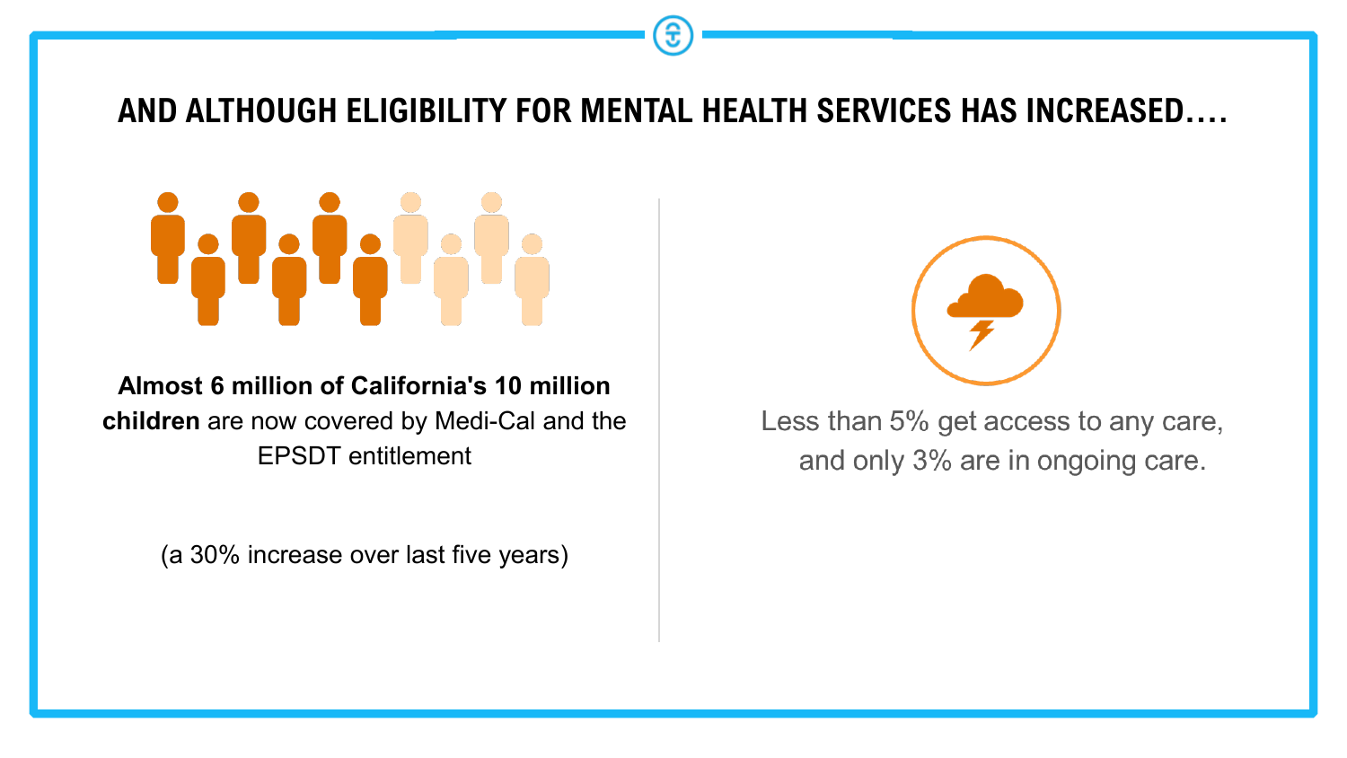# AND ALTHOUGH ELIGIBILITY FOR MENTAL HEALTH SERVICES HAS INCREASED....

**Almost 6 million of California's 10 million children** are now covered by Medi-Cal and the EPSDT entitlement

(a 30% increase over last five years)

Less than 5% get access to any care, and only 3% are in ongoing care.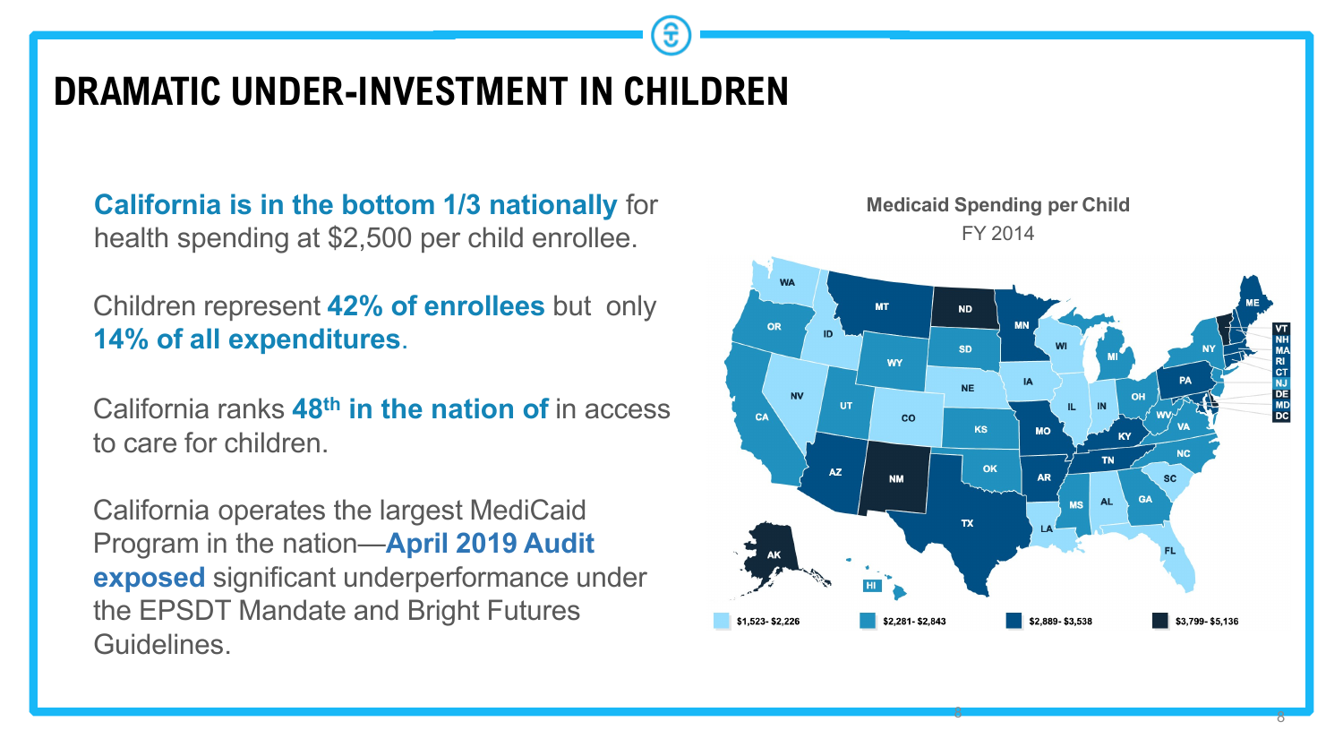# DRAMATIC UNDER-INVESTMENT IN CHILDREN

**California is in the bottom 1/3 nationally** for health spending at $2,500 per child enrollee.

Children represent **42% of enrollees** but only **14% of all expenditures**.

California ranks **48th in the nation of** in access to care for children.

California operates the largest MediCaid Program in the nation—**April 2019 Audit exposed** significant underperformance under the EPSDT Mandate and Bright Futures Guidelines.

**Medicaid Spending per Child**

FY 2014

$1,523- $2,226 | $2,281- $2,843 | $2,889- $3,538 | $3,799- $5,136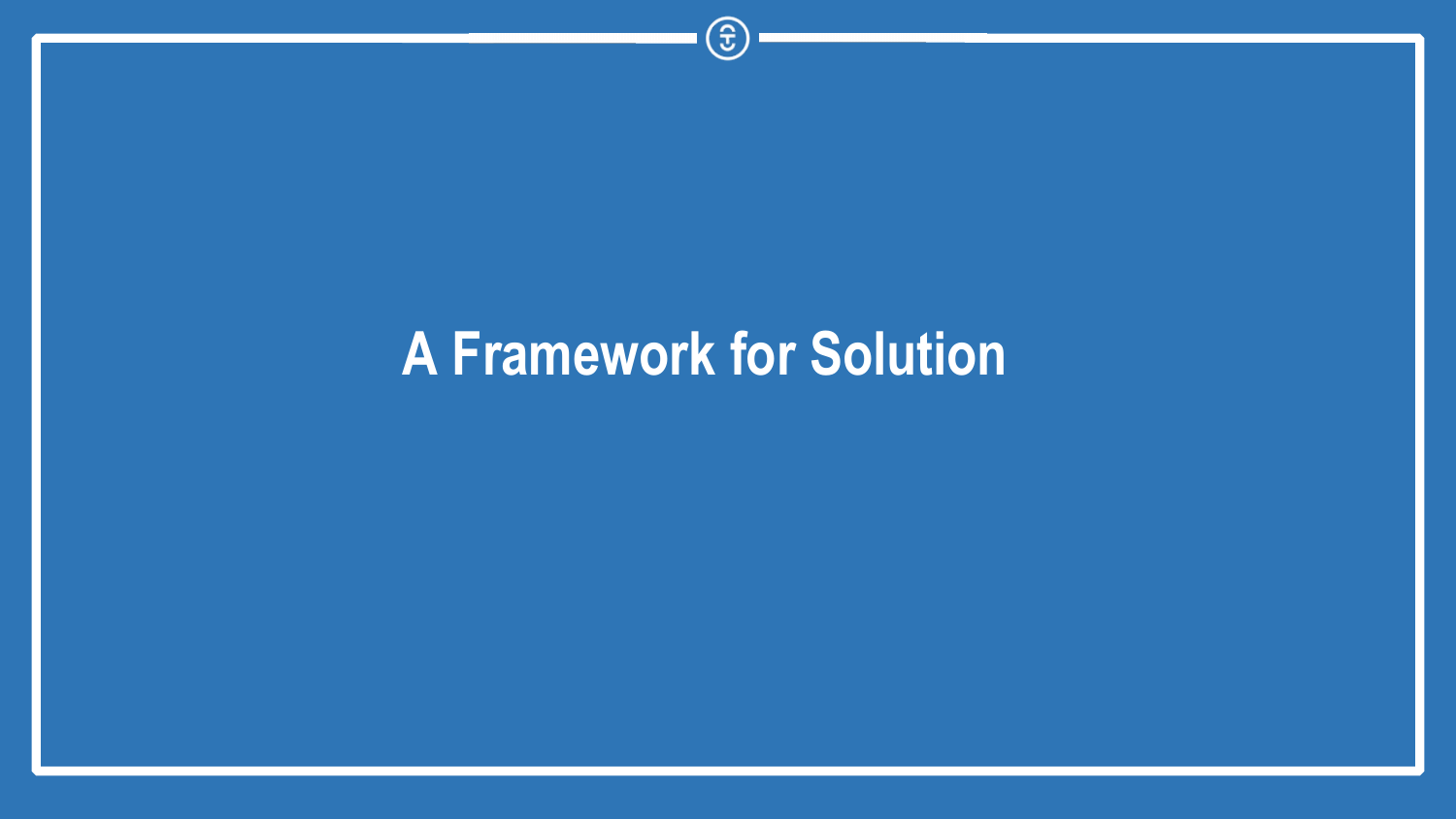# A Framework for Solution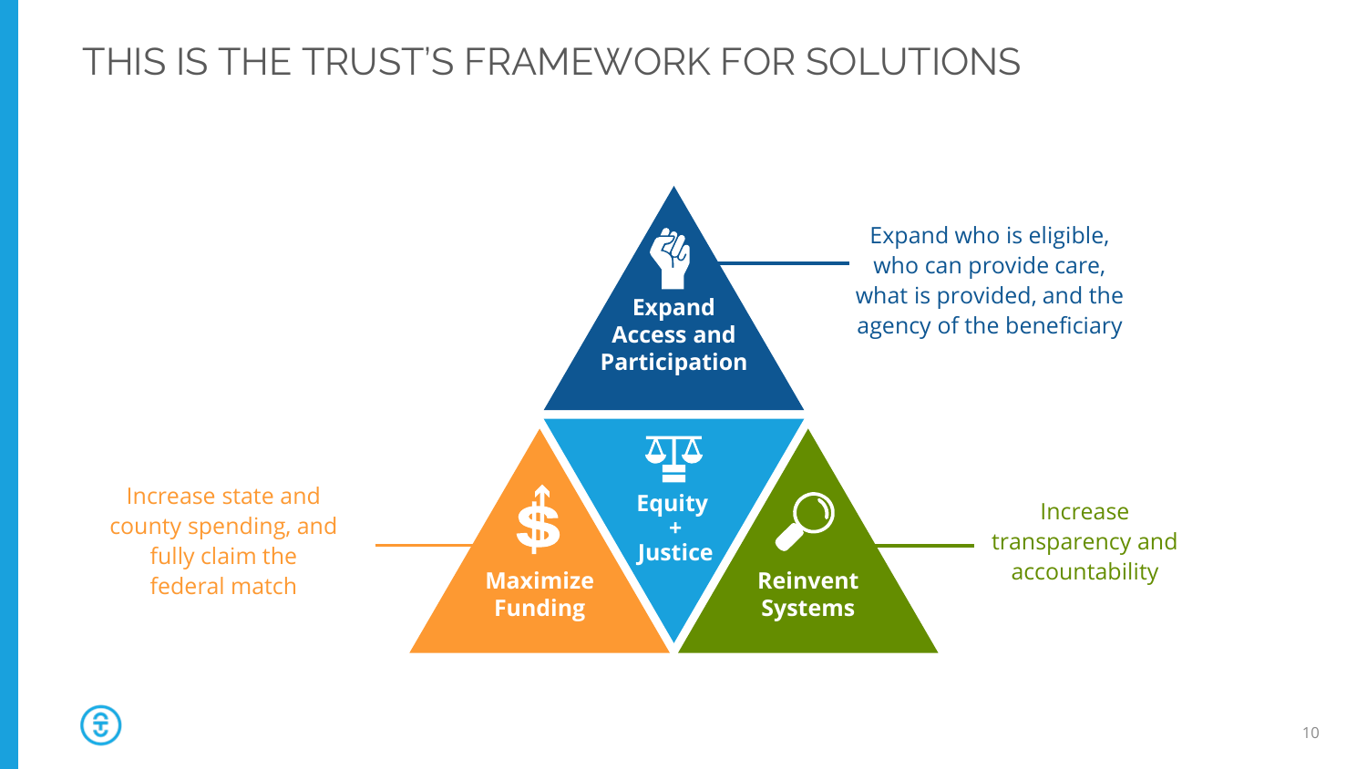# THIS IS THE TRUST'S FRAMEWORK FOR SOLUTIONS

**Expand Access and Participation**

Expand who is eligible, who can provide care, what is provided, and the agency of the beneficiary

**Equity + Justice**

**Maximize Funding**

Increase state and county spending, and fully claim the federal match

**Reinvent Systems**

Increase transparency and accountability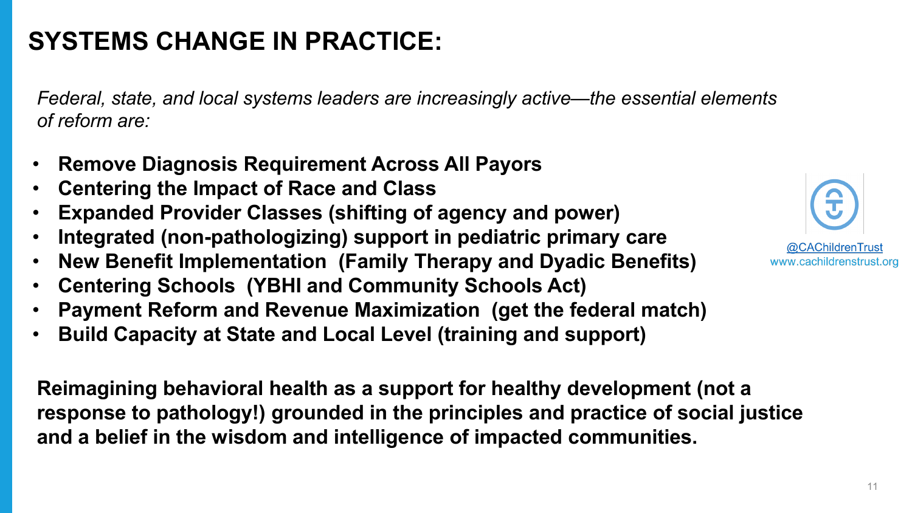# SYSTEMS CHANGE IN PRACTICE:

*Federal, state, and local systems leaders are increasingly active—the essential elements of reform are:*

- **Remove Diagnosis Requirement Across All Payors**
- **Centering the Impact of Race and Class**
- **Expanded Provider Classes (shifting of agency and power)**
- **Integrated (non-pathologizing) support in pediatric primary care**
- **New Benefit Implementation (Family Therapy and Dyadic Benefits)**
- **Centering Schools (YBHI and Community Schools Act)**
- **Payment Reform and Revenue Maximization (get the federal match)**
- **Build Capacity at State and Local Level (training and support)**

**Reimagining behavioral health as a support for healthy development (not a response to pathology!) grounded in the principles and practice of social justice and a belief in the wisdom and intelligence of impacted communities.**

@CAChildrenTrust
www.cachildrenstrust.org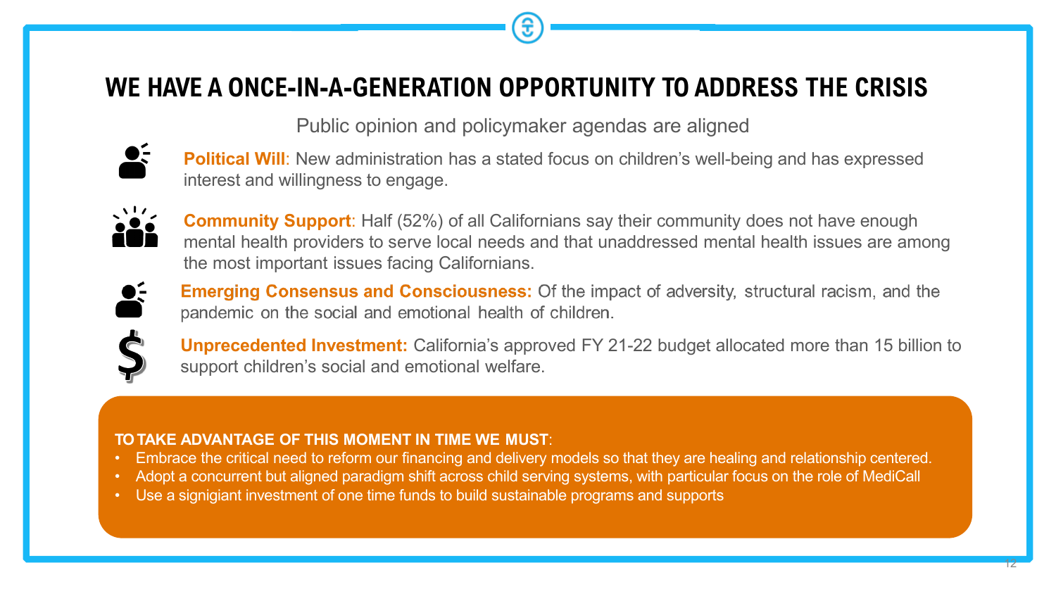# WE HAVE A ONCE-IN-A-GENERATION OPPORTUNITY TO ADDRESS THE CRISIS

Public opinion and policymaker agendas are aligned

**Political Will**: New administration has a stated focus on children's well-being and has expressed interest and willingness to engage.

**Community Support**: Half (52%) of all Californians say their community does not have enough mental health providers to serve local needs and that unaddressed mental health issues are among the most important issues facing Californians.

**Emerging Consensus and Consciousness:** Of the impact of adversity, structural racism, and the pandemic on the social and emotional health of children.

**Unprecedented Investment:** California's approved FY 21-22 budget allocated more than 15 billion to support children's social and emotional welfare.

**TO TAKE ADVANTAGE OF THIS MOMENT IN TIME WE MUST**:

- Embrace the critical need to reform our financing and delivery models so that they are healing and relationship centered.
- Adopt a concurrent but aligned paradigm shift across child serving systems, with particular focus on the role of MediCall
- Use a signigiant investment of one time funds to build sustainable programs and supports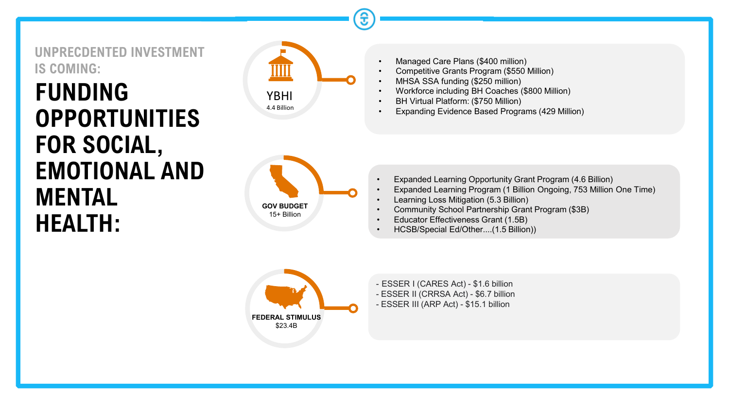UNPRECDENTED INVESTMENT IS COMING:

# FUNDING OPPORTUNITIES FOR SOCIAL, EMOTIONAL AND MENTAL HEALTH:

## YBHI
4.4 Billion

- Managed Care Plans ($400 million)
- Competitive Grants Program ($550 Million)
- MHSA SSA funding ($250 million)
- Workforce including BH Coaches ($800 Million)
- BH Virtual Platform: ($750 Million)
- Expanding Evidence Based Programs (429 Million)

## GOV BUDGET
15+ Billion

- Expanded Learning Opportunity Grant Program (4.6 Billion)
- Expanded Learning Program (1 Billion Ongoing, 753 Million One Time)
- Learning Loss Mitigation (5.3 Billion)
- Community School Partnership Grant Program ($3B)
- Educator Effectiveness Grant (1.5B)
- HCSB/Special Ed/Other....(1.5 Billion))

## FEDERAL STIMULUS
$23.4B

- ESSER I (CARES Act) - $1.6 billion
- ESSER II (CRRSA Act) - $6.7 billion
- ESSER III (ARP Act) - $15.1 billion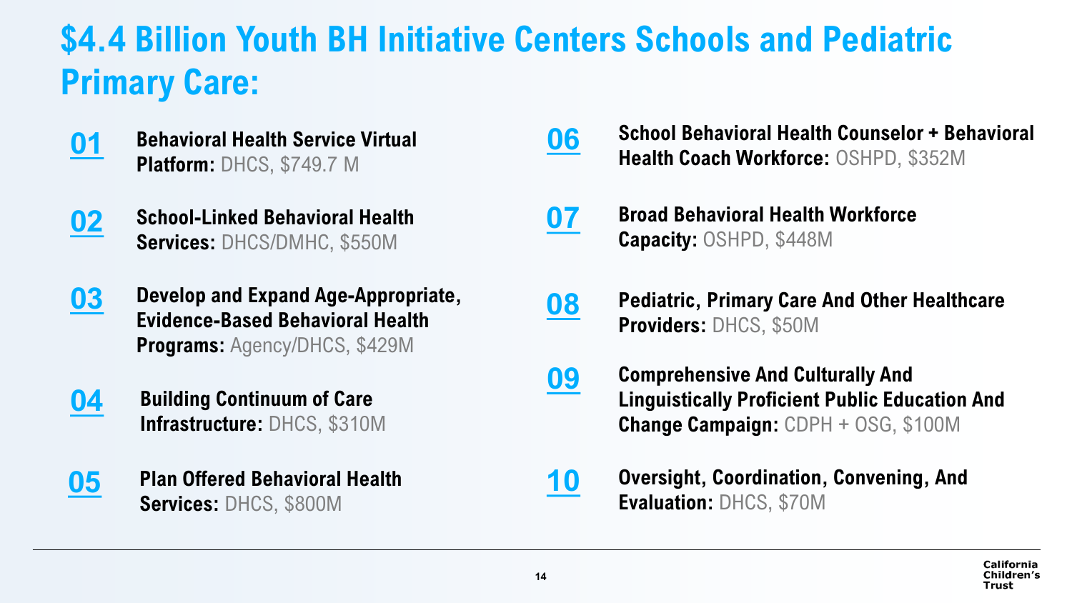# $4.4 Billion Youth BH Initiative Centers Schools and Pediatric Primary Care:

**01** **Behavioral Health Service Virtual Platform:** DHCS, $749.7 M

**02** **School-Linked Behavioral Health Services:** DHCS/DMHC, $550M

**03** **Develop and Expand Age-Appropriate, Evidence-Based Behavioral Health Programs:** Agency/DHCS, $429M

**04** **Building Continuum of Care Infrastructure:** DHCS, $310M

**05** **Plan Offered Behavioral Health Services:** DHCS, $800M

**06** **School Behavioral Health Counselor + Behavioral Health Coach Workforce:** OSHPD, $352M

**07** **Broad Behavioral Health Workforce Capacity:** OSHPD, $448M

**08** **Pediatric, Primary Care And Other Healthcare Providers:** DHCS, $50M

**09** **Comprehensive And Culturally And Linguistically Proficient Public Education And Change Campaign:** CDPH + OSG, $100M

**10** **Oversight, Coordination, Convening, And Evaluation:** DHCS, $70M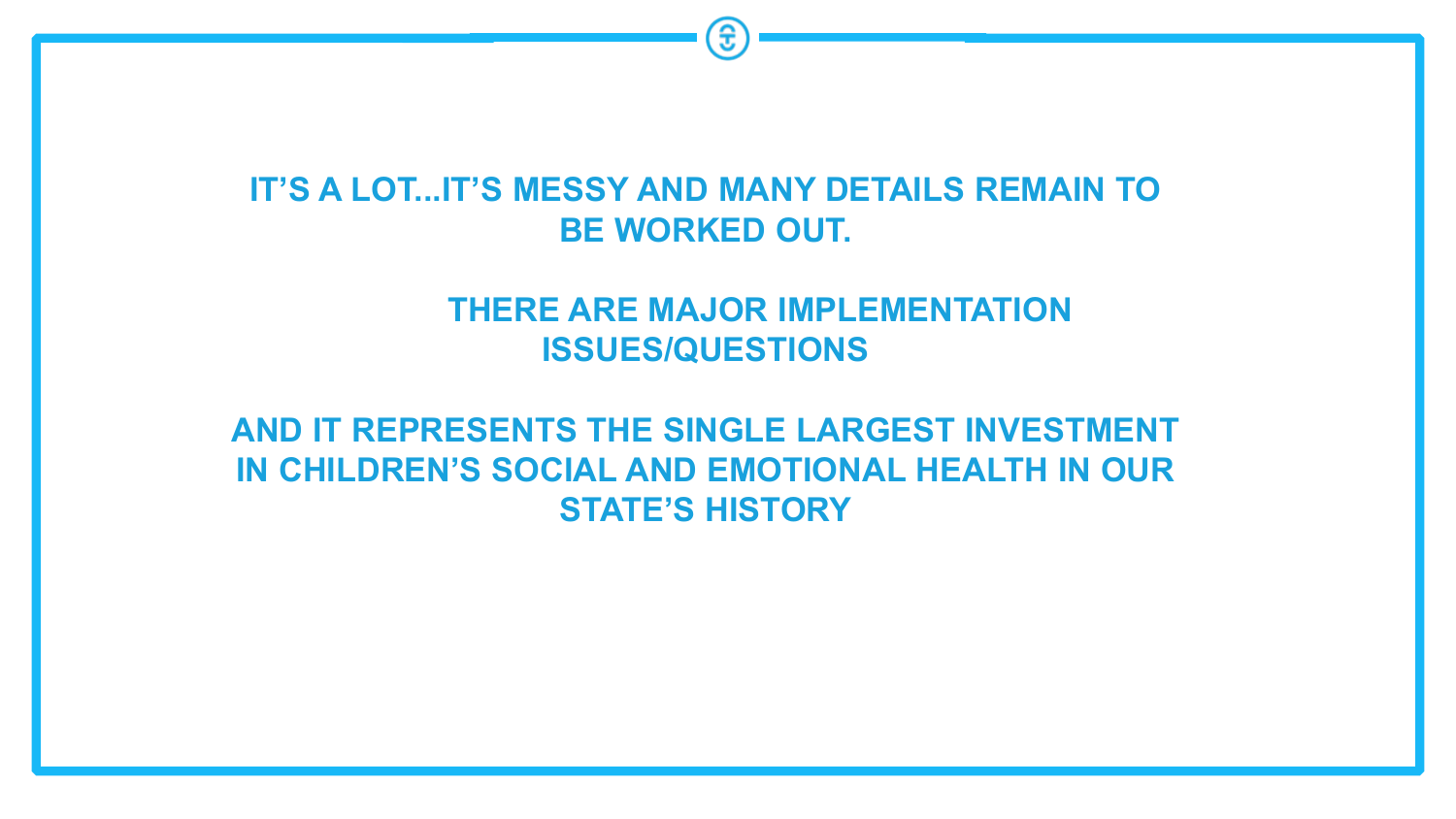**IT'S A LOT...IT'S MESSY AND MANY DETAILS REMAIN TO BE WORKED OUT.**

**THERE ARE MAJOR IMPLEMENTATION ISSUES/QUESTIONS**

**AND IT REPRESENTS THE SINGLE LARGEST INVESTMENT IN CHILDREN'S SOCIAL AND EMOTIONAL HEALTH IN OUR STATE'S HISTORY**